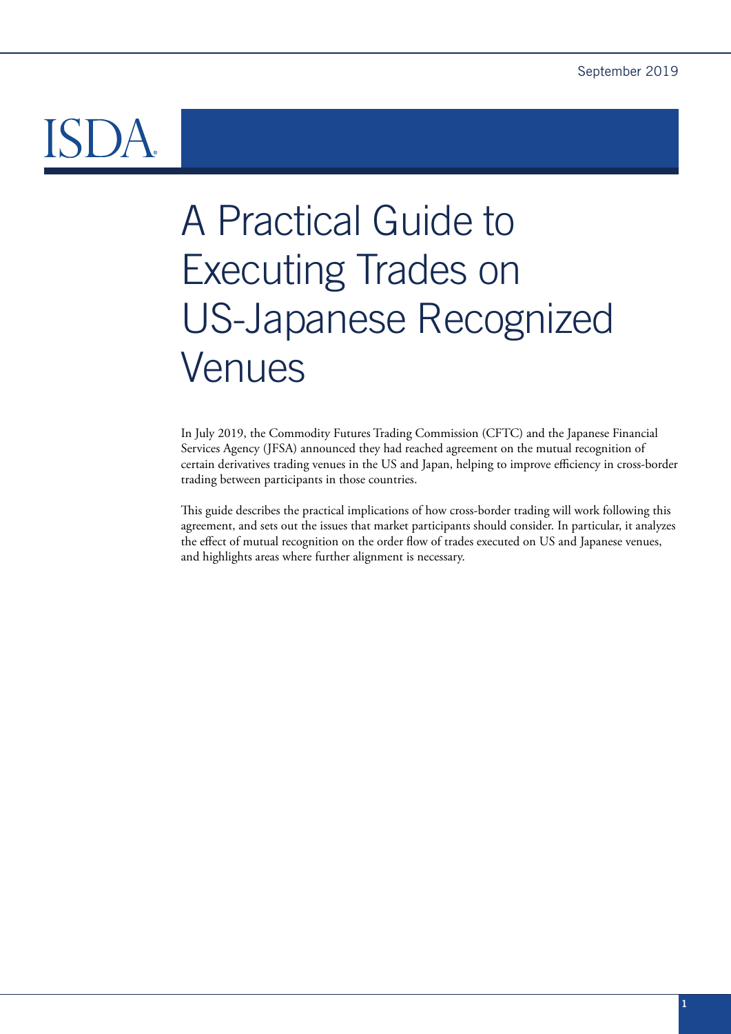September 2019

ISDA

# A Practical Guide to Executing Trades on US-Japanese Recognized Venues

In July 2019, the Commodity Futures Trading Commission (CFTC) and the Japanese Financial Services Agency (JFSA) announced they had reached agreement on the mutual recognition of certain derivatives trading venues in the US and Japan, helping to improve efficiency in cross-border trading between participants in those countries.

This guide describes the practical implications of how cross-border trading will work following this agreement, and sets out the issues that market participants should consider. In particular, it analyzes the effect of mutual recognition on the order flow of trades executed on US and Japanese venues, and highlights areas where further alignment is necessary.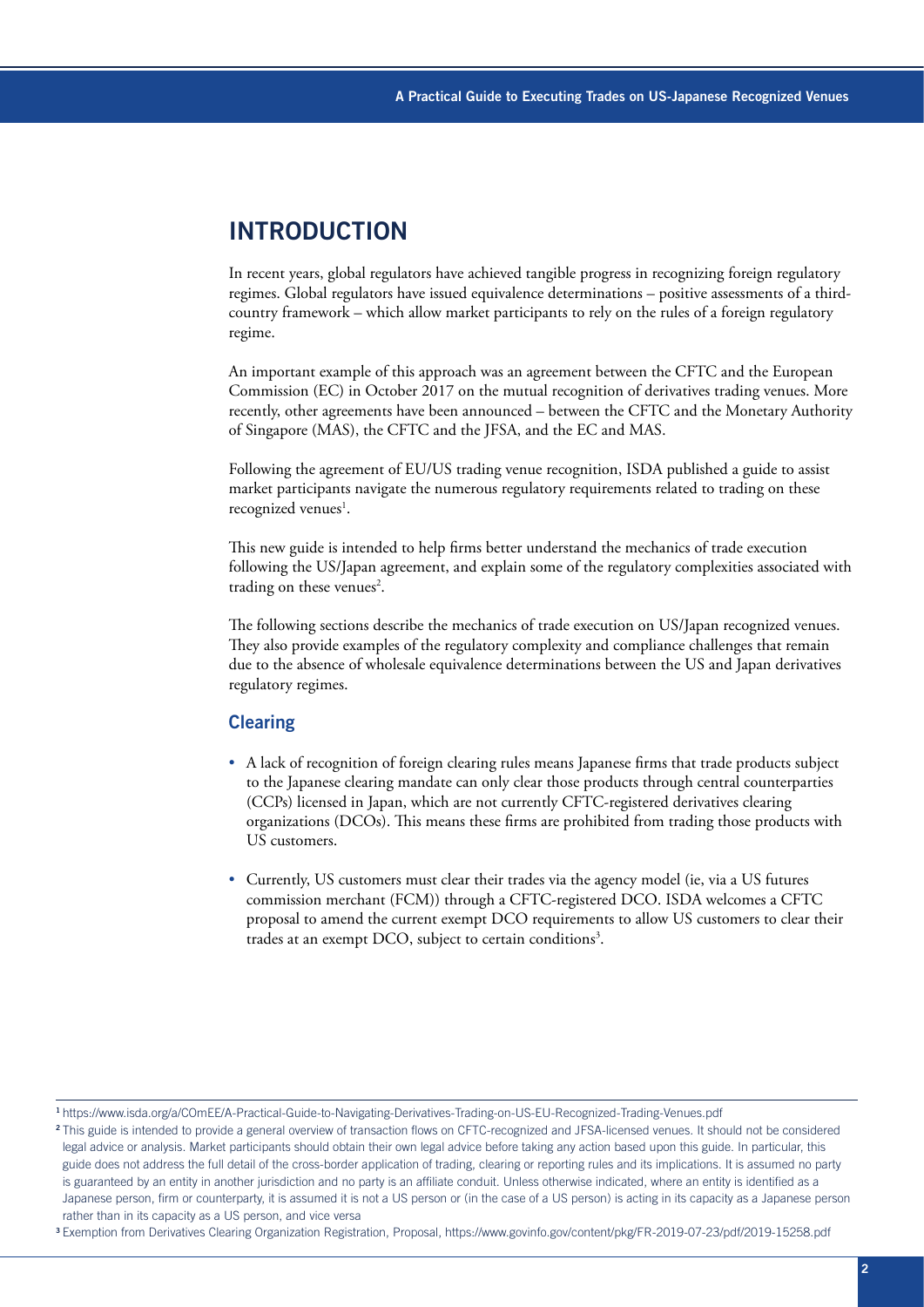# INTRODUCTION

In recent years, global regulators have achieved tangible progress in recognizing foreign regulatory regimes. Global regulators have issued equivalence determinations – positive assessments of a third-country framework – which allow market participants to rely on the rules of a foreign regulatory regime.

An important example of this approach was an agreement between the CFTC and the European Commission (EC) in October 2017 on the mutual recognition of derivatives trading venues. More recently, other agreements have been announced – between the CFTC and the Monetary Authority of Singapore (MAS), the CFTC and the JFSA, and the EC and MAS.

Following the agreement of EU/US trading venue recognition, ISDA published a guide to assist market participants navigate the numerous regulatory requirements related to trading on these recognized venues[1].

This new guide is intended to help firms better understand the mechanics of trade execution following the US/Japan agreement, and explain some of the regulatory complexities associated with trading on these venues[2].

The following sections describe the mechanics of trade execution on US/Japan recognized venues. They also provide examples of the regulatory complexity and compliance challenges that remain due to the absence of wholesale equivalence determinations between the US and Japan derivatives regulatory regimes.

## Clearing

- A lack of recognition of foreign clearing rules means Japanese firms that trade products subject to the Japanese clearing mandate can only clear those products through central counterparties (CCPs) licensed in Japan, which are not currently CFTC-registered derivatives clearing organizations (DCOs). This means these firms are prohibited from trading those products with US customers.
- Currently, US customers must clear their trades via the agency model (ie, via a US futures commission merchant (FCM)) through a CFTC-registered DCO. ISDA welcomes a CFTC proposal to amend the current exempt DCO requirements to allow US customers to clear their trades at an exempt DCO, subject to certain conditions[3].

---

[1] https://www.isda.org/a/COmEE/A-Practical-Guide-to-Navigating-Derivatives-Trading-on-US-EU-Recognized-Trading-Venues.pdf

[2] This guide is intended to provide a general overview of transaction flows on CFTC-recognized and JFSA-licensed venues. It should not be considered legal advice or analysis. Market participants should obtain their own legal advice before taking any action based upon this guide. In particular, this guide does not address the full detail of the cross-border application of trading, clearing or reporting rules and its implications. It is assumed no party is guaranteed by an entity in another jurisdiction and no party is an affiliate conduit. Unless otherwise indicated, where an entity is identified as a Japanese person, firm or counterparty, it is assumed it is not a US person or (in the case of a US person) is acting in its capacity as a Japanese person rather than in its capacity as a US person, and vice versa

[3] Exemption from Derivatives Clearing Organization Registration, Proposal, https://www.govinfo.gov/content/pkg/FR-2019-07-23/pdf/2019-15258.pdf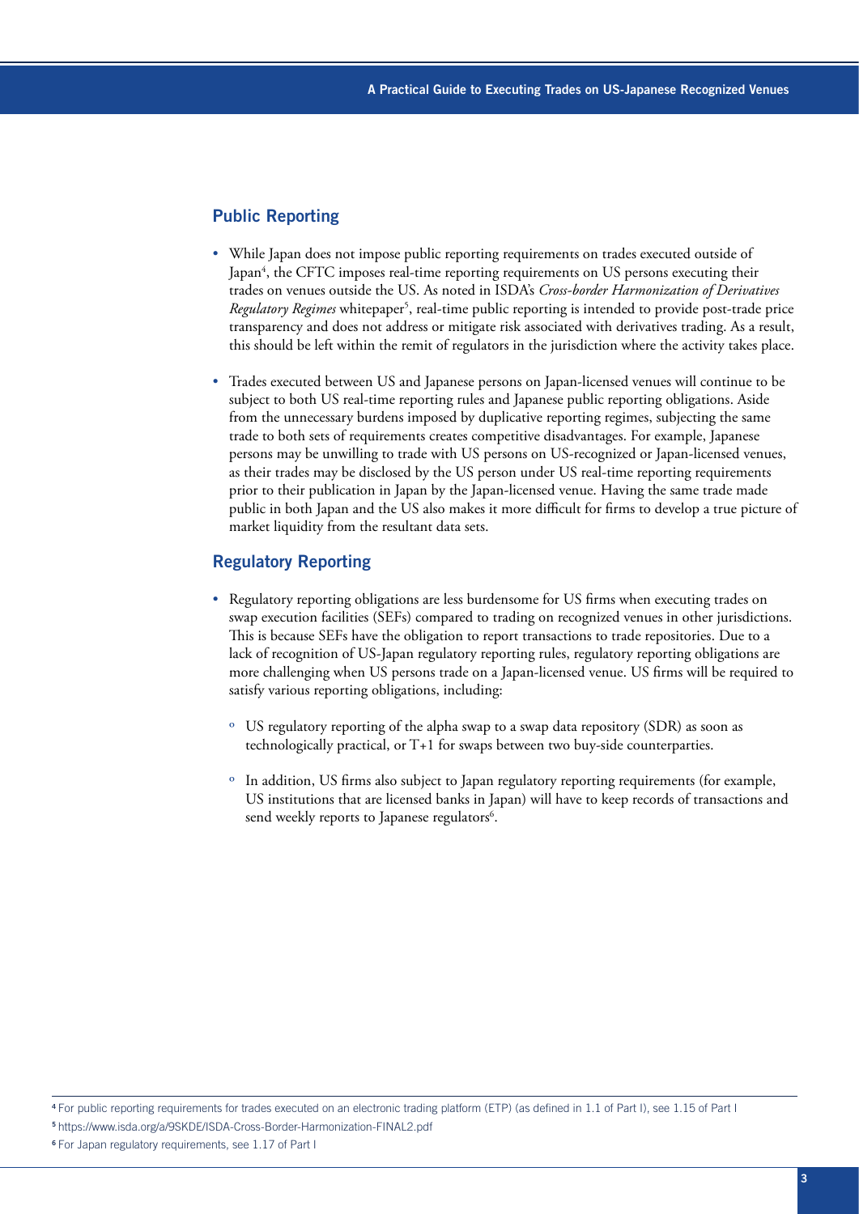## Public Reporting

- While Japan does not impose public reporting requirements on trades executed outside of Japan[4], the CFTC imposes real-time reporting requirements on US persons executing their trades on venues outside the US. As noted in ISDA's *Cross-border Harmonization of Derivatives Regulatory Regimes* whitepaper[5], real-time public reporting is intended to provide post-trade price transparency and does not address or mitigate risk associated with derivatives trading. As a result, this should be left within the remit of regulators in the jurisdiction where the activity takes place.
- Trades executed between US and Japanese persons on Japan-licensed venues will continue to be subject to both US real-time reporting rules and Japanese public reporting obligations. Aside from the unnecessary burdens imposed by duplicative reporting regimes, subjecting the same trade to both sets of requirements creates competitive disadvantages. For example, Japanese persons may be unwilling to trade with US persons on US-recognized or Japan-licensed venues, as their trades may be disclosed by the US person under US real-time reporting requirements prior to their publication in Japan by the Japan-licensed venue. Having the same trade made public in both Japan and the US also makes it more difficult for firms to develop a true picture of market liquidity from the resultant data sets.

## Regulatory Reporting

- Regulatory reporting obligations are less burdensome for US firms when executing trades on swap execution facilities (SEFs) compared to trading on recognized venues in other jurisdictions. This is because SEFs have the obligation to report transactions to trade repositories. Due to a lack of recognition of US-Japan regulatory reporting rules, regulatory reporting obligations are more challenging when US persons trade on a Japan-licensed venue. US firms will be required to satisfy various reporting obligations, including:
  - US regulatory reporting of the alpha swap to a swap data repository (SDR) as soon as technologically practical, or T+1 for swaps between two buy-side counterparties.
  - In addition, US firms also subject to Japan regulatory reporting requirements (for example, US institutions that are licensed banks in Japan) will have to keep records of transactions and send weekly reports to Japanese regulators[6].

---

[4] For public reporting requirements for trades executed on an electronic trading platform (ETP) (as defined in 1.1 of Part I), see 1.15 of Part I

[5] https://www.isda.org/a/9SKDE/ISDA-Cross-Border-Harmonization-FINAL2.pdf

[6] For Japan regulatory requirements, see 1.17 of Part I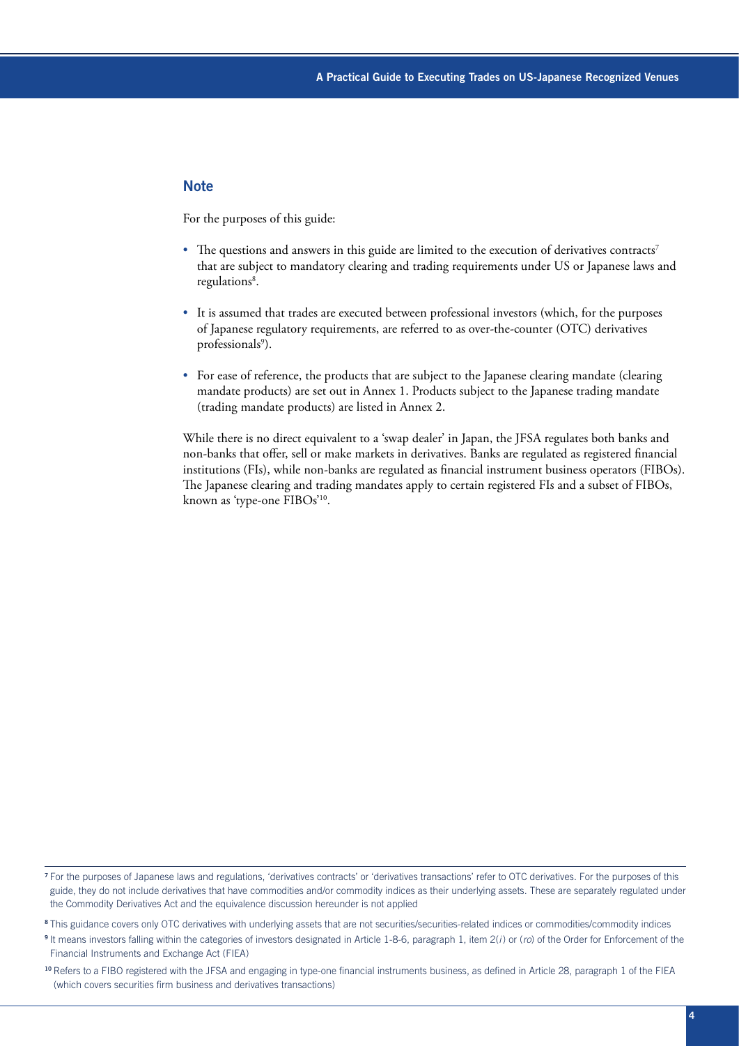## Note

For the purposes of this guide:

- The questions and answers in this guide are limited to the execution of derivatives contracts[7] that are subject to mandatory clearing and trading requirements under US or Japanese laws and regulations[8].
- It is assumed that trades are executed between professional investors (which, for the purposes of Japanese regulatory requirements, are referred to as over-the-counter (OTC) derivatives professionals[9]).
- For ease of reference, the products that are subject to the Japanese clearing mandate (clearing mandate products) are set out in Annex 1. Products subject to the Japanese trading mandate (trading mandate products) are listed in Annex 2.

While there is no direct equivalent to a 'swap dealer' in Japan, the JFSA regulates both banks and non-banks that offer, sell or make markets in derivatives. Banks are regulated as registered financial institutions (FIs), while non-banks are regulated as financial instrument business operators (FIBOs). The Japanese clearing and trading mandates apply to certain registered FIs and a subset of FIBOs, known as 'type-one FIBOs'[10].

---

[7] For the purposes of Japanese laws and regulations, 'derivatives contracts' or 'derivatives transactions' refer to OTC derivatives. For the purposes of this guide, they do not include derivatives that have commodities and/or commodity indices as their underlying assets. These are separately regulated under the Commodity Derivatives Act and the equivalence discussion hereunder is not applied

[8] This guidance covers only OTC derivatives with underlying assets that are not securities/securities-related indices or commodities/commodity indices

[9] It means investors falling within the categories of investors designated in Article 1-8-6, paragraph 1, item 2(*i*) or (*ro*) of the Order for Enforcement of the Financial Instruments and Exchange Act (FIEA)

[10] Refers to a FIBO registered with the JFSA and engaging in type-one financial instruments business, as defined in Article 28, paragraph 1 of the FIEA (which covers securities firm business and derivatives transactions)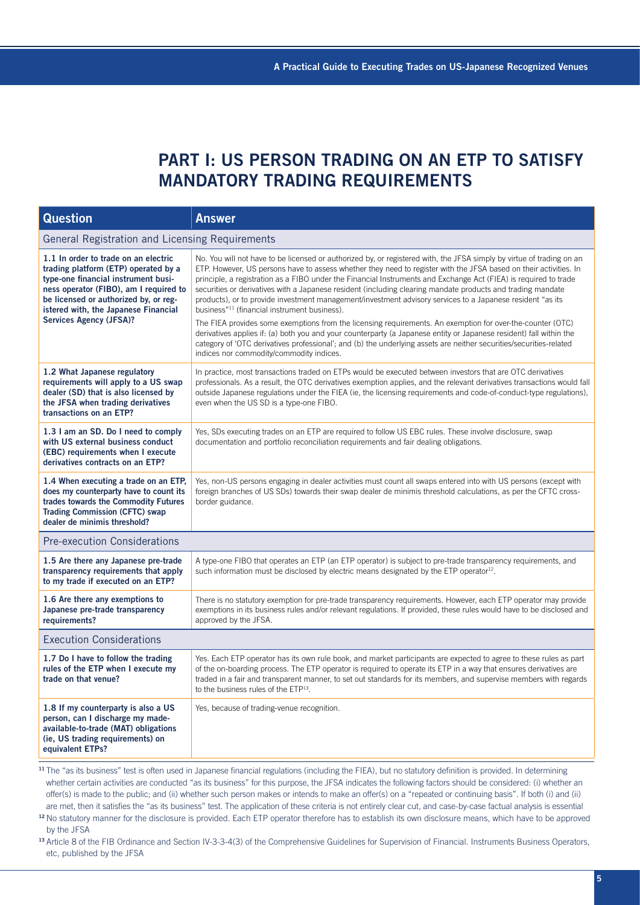# PART I: US PERSON TRADING ON AN ETP TO SATISFY MANDATORY TRADING REQUIREMENTS

| Question | Answer |
|---|---|
| **General Registration and Licensing Requirements** | |
| **1.1 In order to trade on an electric trading platform (ETP) operated by a type-one financial instrument business operator (FIBO), am I required to be licensed or authorized by, or registered with, the Japanese Financial Services Agency (JFSA)?** | No. You will not have to be licensed or authorized by, or registered with, the JFSA simply by virtue of trading on an ETP. However, US persons have to assess whether they need to register with the JFSA based on their activities. In principle, a registration as a FIBO under the Financial Instruments and Exchange Act (FIEA) is required to trade securities or derivatives with a Japanese resident (including clearing mandate products and trading mandate products), or to provide investment management/investment advisory services to a Japanese resident "as its business"[11] (financial instrument business). The FIEA provides some exemptions from the licensing requirements. An exemption for over-the-counter (OTC) derivatives applies if: (a) both you and your counterparty (a Japanese entity or Japanese resident) fall within the category of 'OTC derivatives professional'; and (b) the underlying assets are neither securities/securities-related indices nor commodity/commodity indices. |
| **1.2 What Japanese regulatory requirements will apply to a US swap dealer (SD) that is also licensed by the JFSA when trading derivatives transactions on an ETP?** | In practice, most transactions traded on ETPs would be executed between investors that are OTC derivatives professionals. As a result, the OTC derivatives exemption applies, and the relevant derivatives transactions would fall outside Japanese regulations under the FIEA (ie, the licensing requirements and code-of-conduct-type regulations), even when the US SD is a type-one FIBO. |
| **1.3 I am an SD. Do I need to comply with US external business conduct (EBC) requirements when I execute derivatives contracts on an ETP?** | Yes, SDs executing trades on an ETP are required to follow US EBC rules. These involve disclosure, swap documentation and portfolio reconciliation requirements and fair dealing obligations. |
| **1.4 When executing a trade on an ETP, does my counterparty have to count its trades towards the Commodity Futures Trading Commission (CFTC) swap dealer de minimis threshold?** | Yes, non-US persons engaging in dealer activities must count all swaps entered into with US persons (except with foreign branches of US SDs) towards their swap dealer de minimis threshold calculations, as per the CFTC cross-border guidance. |
| **Pre-execution Considerations** | |
| **1.5 Are there any Japanese pre-trade transparency requirements that apply to my trade if executed on an ETP?** | A type-one FIBO that operates an ETP (an ETP operator) is subject to pre-trade transparency requirements, and such information must be disclosed by electric means designated by the ETP operator[12]. |
| **1.6 Are there any exemptions to Japanese pre-trade transparency requirements?** | There is no statutory exemption for pre-trade transparency requirements. However, each ETP operator may provide exemptions in its business rules and/or relevant regulations. If provided, these rules would have to be disclosed and approved by the JFSA. |
| **Execution Considerations** | |
| **1.7 Do I have to follow the trading rules of the ETP when I execute my trade on that venue?** | Yes. Each ETP operator has its own rule book, and market participants are expected to agree to these rules as part of the on-boarding process. The ETP operator is required to operate its ETP in a way that ensures derivatives are traded in a fair and transparent manner, to set out standards for its members, and supervise members with regards to the business rules of the ETP[13]. |
| **1.8 If my counterparty is also a US person, can I discharge my made-available-to-trade (MAT) obligations (ie, US trading requirements) on equivalent ETPs?** | Yes, because of trading-venue recognition. |

[11] The "as its business" test is often used in Japanese financial regulations (including the FIEA), but no statutory definition is provided. In determining whether certain activities are conducted "as its business" for this purpose, the JFSA indicates the following factors should be considered: (i) whether an offer(s) is made to the public; and (ii) whether such person makes or intends to make an offer(s) on a "repeated or continuing basis". If both (i) and (ii) are met, then it satisfies the "as its business" test. The application of these criteria is not entirely clear cut, and case-by-case factual analysis is essential

[12] No statutory manner for the disclosure is provided. Each ETP operator therefore has to establish its own disclosure means, which have to be approved by the JFSA

[13] Article 8 of the FIB Ordinance and Section IV-3-3-4(3) of the Comprehensive Guidelines for Supervision of Financial. Instruments Business Operators, etc, published by the JFSA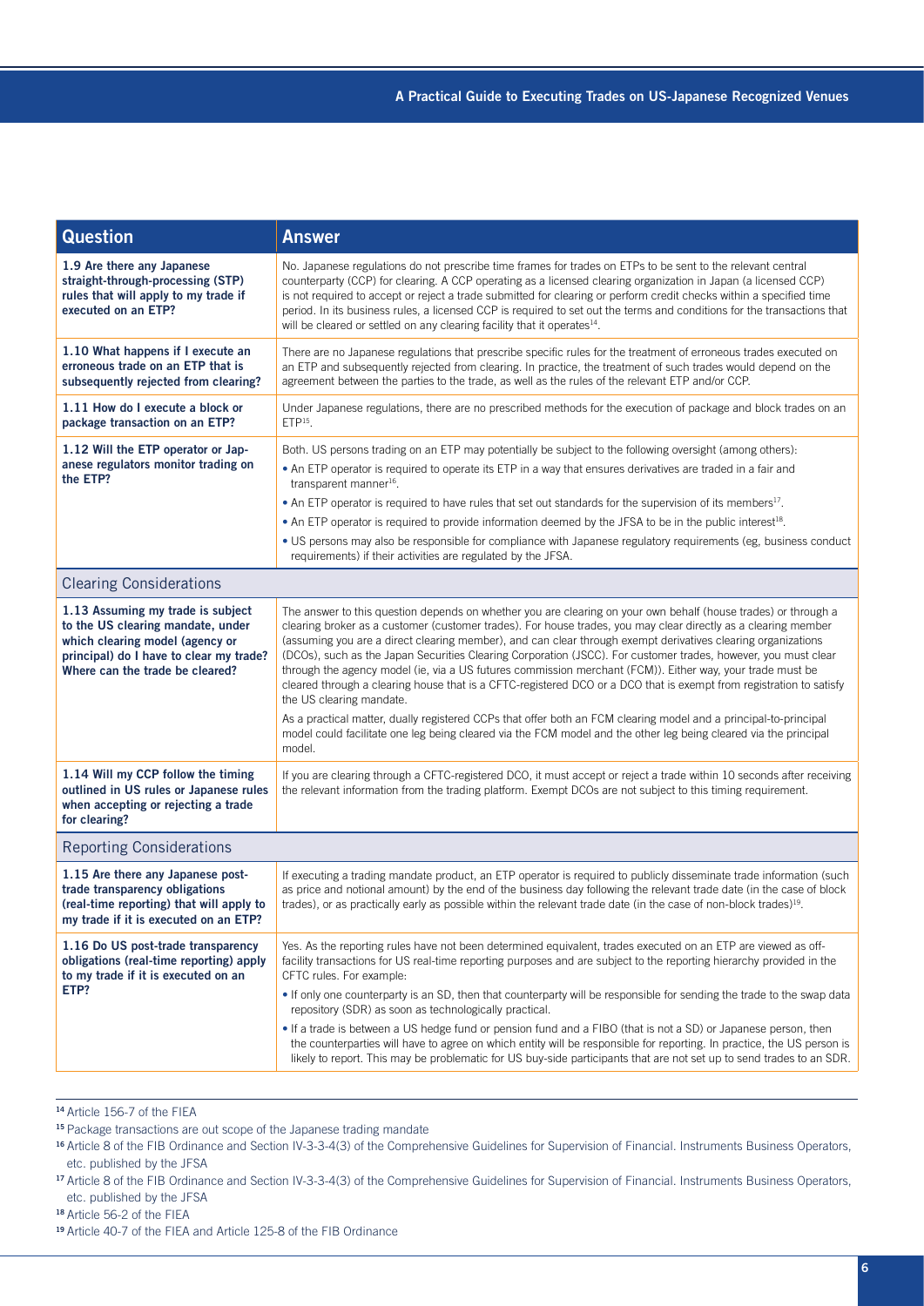| Question | Answer |
|---|---|
| **1.9 Are there any Japanese straight-through-processing (STP) rules that will apply to my trade if executed on an ETP?** | No. Japanese regulations do not prescribe time frames for trades on ETPs to be sent to the relevant central counterparty (CCP) for clearing. A CCP operating as a licensed clearing organization in Japan (a licensed CCP) is not required to accept or reject a trade submitted for clearing or perform credit checks within a specified time period. In its business rules, a licensed CCP is required to set out the terms and conditions for the transactions that will be cleared or settled on any clearing facility that it operates[14]. |
| **1.10 What happens if I execute an erroneous trade on an ETP that is subsequently rejected from clearing?** | There are no Japanese regulations that prescribe specific rules for the treatment of erroneous trades executed on an ETP and subsequently rejected from clearing. In practice, the treatment of such trades would depend on the agreement between the parties to the trade, as well as the rules of the relevant ETP and/or CCP. |
| **1.11 How do I execute a block or package transaction on an ETP?** | Under Japanese regulations, there are no prescribed methods for the execution of package and block trades on an ETP[15]. |
| **1.12 Will the ETP operator or Japanese regulators monitor trading on the ETP?** | Both. US persons trading on an ETP may potentially be subject to the following oversight (among others):<br>• An ETP operator is required to operate its ETP in a way that ensures derivatives are traded in a fair and transparent manner[16].<br>• An ETP operator is required to have rules that set out standards for the supervision of its members[17].<br>• An ETP operator is required to provide information deemed by the JFSA to be in the public interest[18].<br>• US persons may also be responsible for compliance with Japanese regulatory requirements (eg, business conduct requirements) if their activities are regulated by the JFSA. |
| **Clearing Considerations** | |
| **1.13 Assuming my trade is subject to the US clearing mandate, under which clearing model (agency or principal) do I have to clear my trade? Where can the trade be cleared?** | The answer to this question depends on whether you are clearing on your own behalf (house trades) or through a clearing broker as a customer (customer trades). For house trades, you may clear directly as a clearing member (assuming you are a direct clearing member), and can clear through exempt derivatives clearing organizations (DCOs), such as the Japan Securities Clearing Corporation (JSCC). For customer trades, however, you must clear through the agency model (ie, via a US futures commission merchant (FCM)). Either way, your trade must be cleared through a clearing house that is a CFTC-registered DCO or a DCO that is exempt from registration to satisfy the US clearing mandate.<br><br>As a practical matter, dually registered CCPs that offer both an FCM clearing model and a principal-to-principal model could facilitate one leg being cleared via the FCM model and the other leg being cleared via the principal model. |
| **1.14 Will my CCP follow the timing outlined in US rules or Japanese rules when accepting or rejecting a trade for clearing?** | If you are clearing through a CFTC-registered DCO, it must accept or reject a trade within 10 seconds after receiving the relevant information from the trading platform. Exempt DCOs are not subject to this timing requirement. |
| **Reporting Considerations** | |
| **1.15 Are there any Japanese post-trade transparency obligations (real-time reporting) that will apply to my trade if it is executed on an ETP?** | If executing a trading mandate product, an ETP operator is required to publicly disseminate trade information (such as price and notional amount) by the end of the business day following the relevant trade date (in the case of block trades), or as practically early as possible within the relevant trade date (in the case of non-block trades)[19]. |
| **1.16 Do US post-trade transparency obligations (real-time reporting) apply to my trade if it is executed on an ETP?** | Yes. As the reporting rules have not been determined equivalent, trades executed on an ETP are viewed as off-facility transactions for US real-time reporting purposes and are subject to the reporting hierarchy provided in the CFTC rules. For example:<br>• If only one counterparty is an SD, then that counterparty will be responsible for sending the trade to the swap data repository (SDR) as soon as technologically practical.<br>• If a trade is between a US hedge fund or pension fund and a FIBO (that is not a SD) or Japanese person, then the counterparties will have to agree on which entity will be responsible for reporting. In practice, the US person is likely to report. This may be problematic for US buy-side participants that are not set up to send trades to an SDR. |

[14] Article 156-7 of the FIEA

[15] Package transactions are out scope of the Japanese trading mandate

[16] Article 8 of the FIB Ordinance and Section IV-3-3-4(3) of the Comprehensive Guidelines for Supervision of Financial. Instruments Business Operators, etc. published by the JFSA

[17] Article 8 of the FIB Ordinance and Section IV-3-3-4(3) of the Comprehensive Guidelines for Supervision of Financial. Instruments Business Operators, etc. published by the JFSA

[18] Article 56-2 of the FIEA

[19] Article 40-7 of the FIEA and Article 125-8 of the FIB Ordinance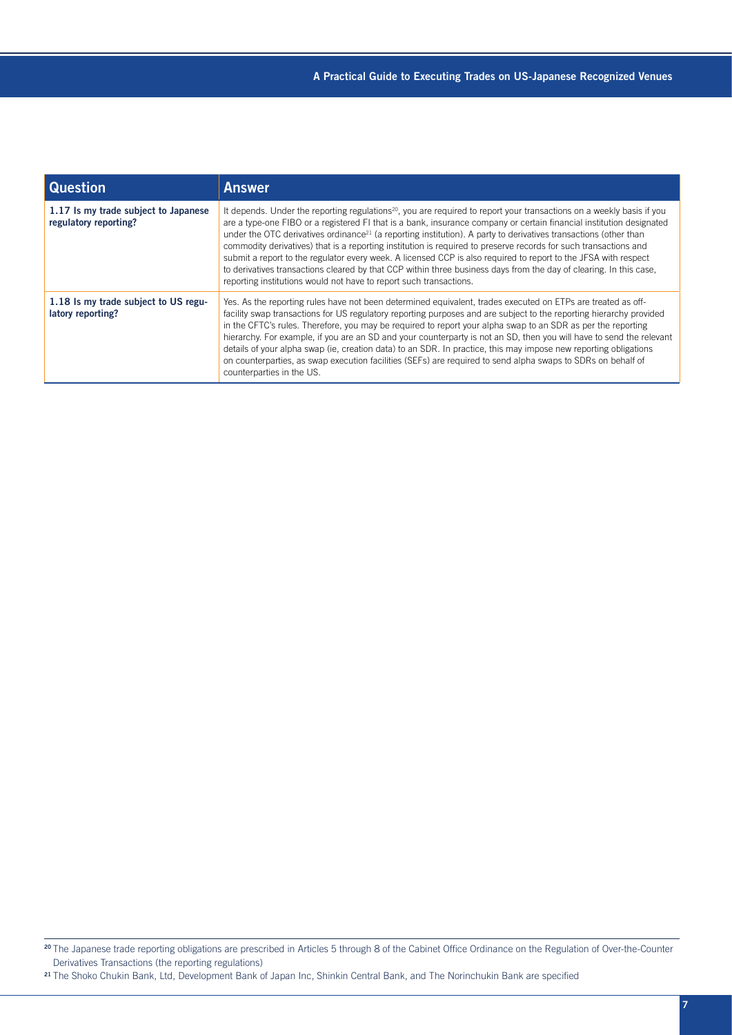| Question | Answer |
| --- | --- |
| **1.17 Is my trade subject to Japanese regulatory reporting?** | It depends. Under the reporting regulations[20], you are required to report your transactions on a weekly basis if you are a type-one FIBO or a registered FI that is a bank, insurance company or certain financial institution designated under the OTC derivatives ordinance[21] (a reporting institution). A party to derivatives transactions (other than commodity derivatives) that is a reporting institution is required to preserve records for such transactions and submit a report to the regulator every week. A licensed CCP is also required to report to the JFSA with respect to derivatives transactions cleared by that CCP within three business days from the day of clearing. In this case, reporting institutions would not have to report such transactions. |
| **1.18 Is my trade subject to US regulatory reporting?** | Yes. As the reporting rules have not been determined equivalent, trades executed on ETPs are treated as off-facility swap transactions for US regulatory reporting purposes and are subject to the reporting hierarchy provided in the CFTC's rules. Therefore, you may be required to report your alpha swap to an SDR as per the reporting hierarchy. For example, if you are an SD and your counterparty is not an SD, then you will have to send the relevant details of your alpha swap (ie, creation data) to an SDR. In practice, this may impose new reporting obligations on counterparties, as swap execution facilities (SEFs) are required to send alpha swaps to SDRs on behalf of counterparties in the US. |

[20] The Japanese trade reporting obligations are prescribed in Articles 5 through 8 of the Cabinet Office Ordinance on the Regulation of Over-the-Counter Derivatives Transactions (the reporting regulations)

[21] The Shoko Chukin Bank, Ltd, Development Bank of Japan Inc, Shinkin Central Bank, and The Norinchukin Bank are specified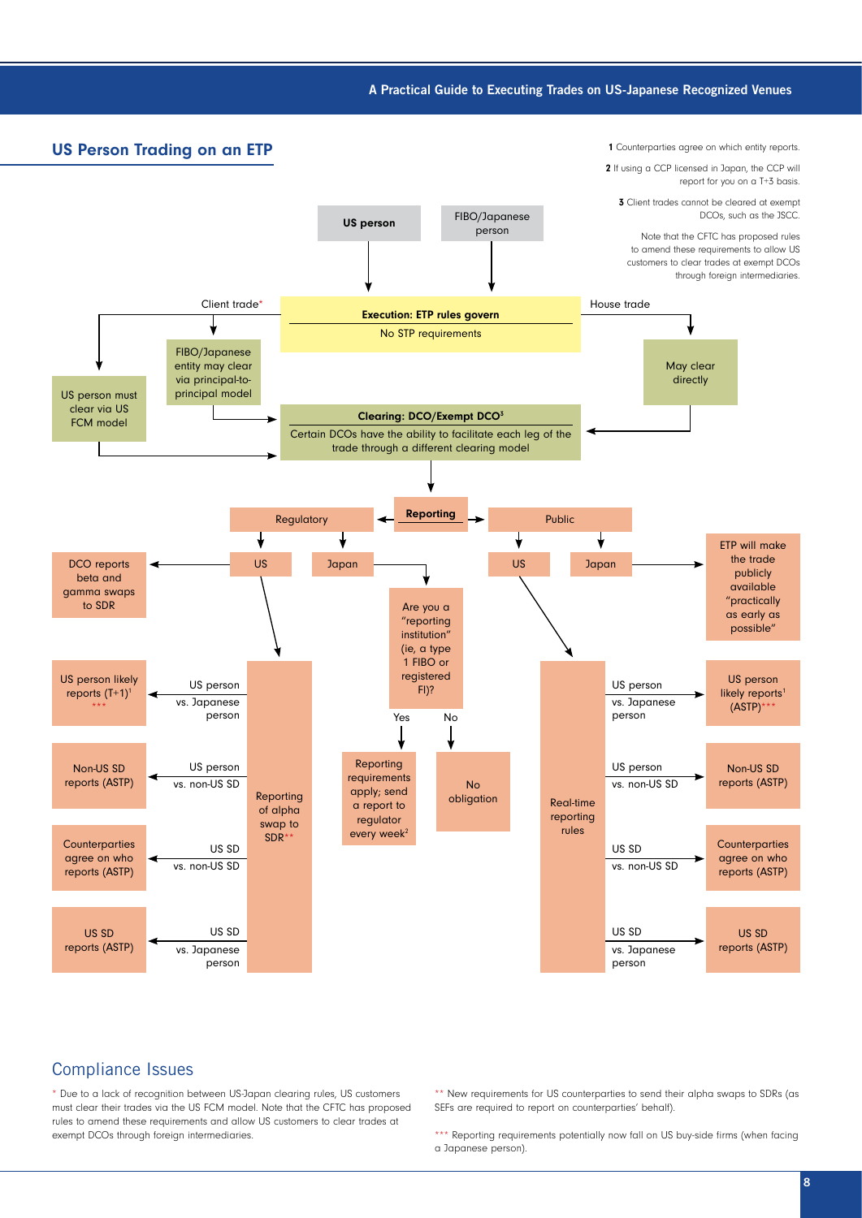## US Person Trading on an ETP

**1** Counterparties agree on which entity reports.

**2** If using a CCP licensed in Japan, the CCP will report for you on a T+3 basis.

**3** Client trades cannot be cleared at exempt DCOs, such as the JSCC.

Note that the CFTC has proposed rules to amend these requirements to allow US customers to clear trades at exempt DCOs through foreign intermediaries.

**US person**

FIBO/Japanese person

Client trade*

**Execution: ETP rules govern**

No STP requirements

House trade

US person must clear via US FCM model

FIBO/Japanese entity may clear via principal-to-principal model

May clear directly

**Clearing: DCO/Exempt DCO**[3]

Certain DCOs have the ability to facilitate each leg of the trade through a different clearing model

**Reporting**

Regulatory

- US
  - DCO reports beta and gamma swaps to SDR
  - Reporting of alpha swap to SDR**
    - US person vs. Japanese person: US person likely reports (T+1)[1] ***
    - US person vs. non-US SD: Non-US SD reports (ASTP)
    - US SD vs. non-US SD: Counterparties agree on who reports (ASTP)
    - US SD vs. Japanese person: US SD reports (ASTP)
- Japan
  - Are you a "reporting institution" (ie, a type 1 FIBO or registered FI)?
    - Yes: Reporting requirements apply; send a report to regulator every week[2]
    - No: No obligation

Public

- US
  - Real-time reporting rules
    - US person vs. Japanese person: US person likely reports[1] (ASTP)***
    - US person vs. non-US SD: Non-US SD reports (ASTP)
    - US SD vs. non-US SD: Counterparties agree on who reports (ASTP)
    - US SD vs. Japanese person: US SD reports (ASTP)
- Japan
  - ETP will make the trade publicly available "practically as early as possible"

## Compliance Issues

\* Due to a lack of recognition between US-Japan clearing rules, US customers must clear their trades via the US FCM model. Note that the CFTC has proposed rules to amend these requirements and allow US customers to clear trades at exempt DCOs through foreign intermediaries.

\*\* New requirements for US counterparties to send their alpha swaps to SDRs (as SEFs are required to report on counterparties' behalf).

\*\*\* Reporting requirements potentially now fall on US buy-side firms (when facing a Japanese person).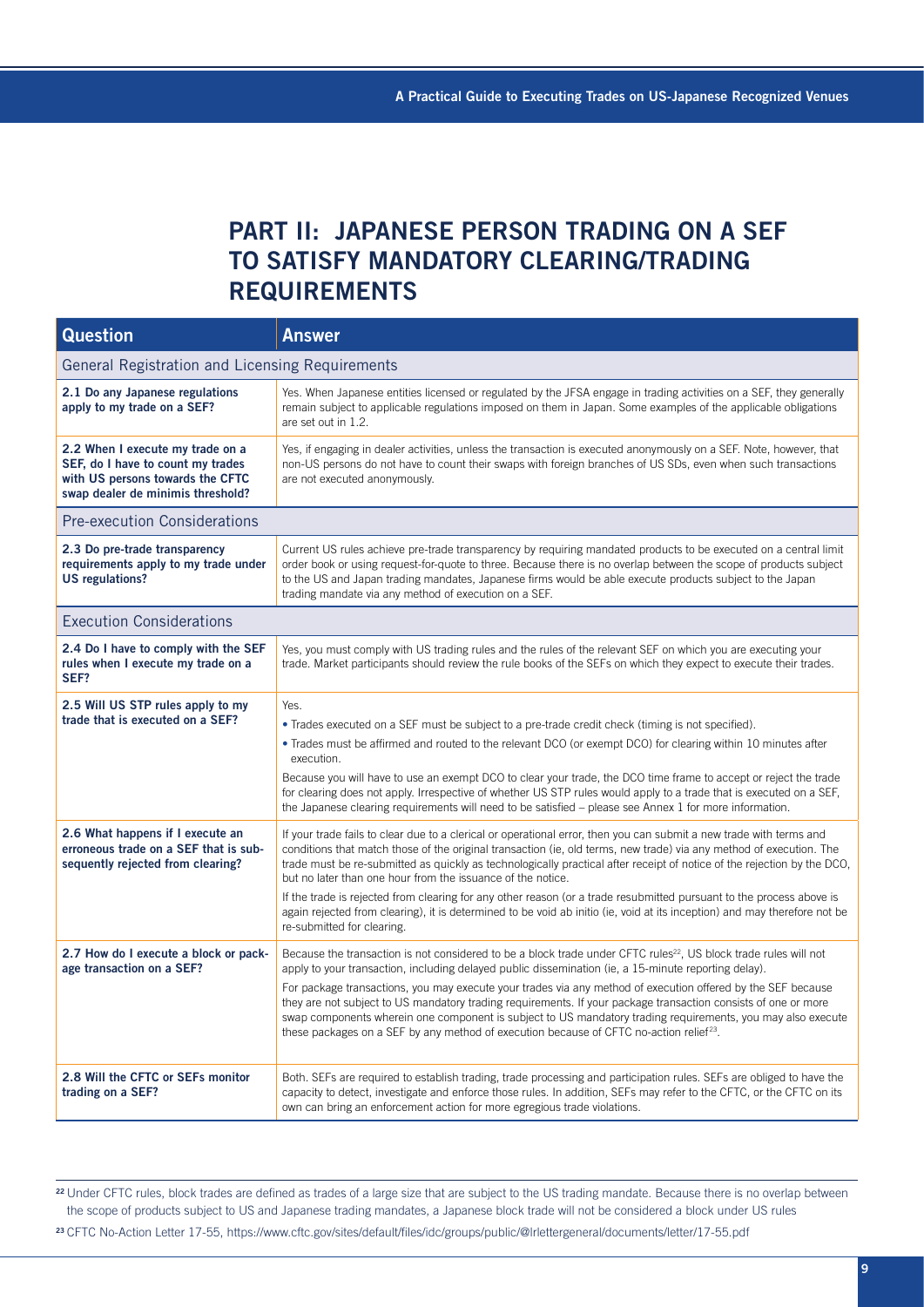# PART II: JAPANESE PERSON TRADING ON A SEF TO SATISFY MANDATORY CLEARING/TRADING REQUIREMENTS

| Question | Answer |
|---|---|
| **General Registration and Licensing Requirements** | |
| **2.1 Do any Japanese regulations apply to my trade on a SEF?** | Yes. When Japanese entities licensed or regulated by the JFSA engage in trading activities on a SEF, they generally remain subject to applicable regulations imposed on them in Japan. Some examples of the applicable obligations are set out in 1.2. |
| **2.2 When I execute my trade on a SEF, do I have to count my trades with US persons towards the CFTC swap dealer de minimis threshold?** | Yes, if engaging in dealer activities, unless the transaction is executed anonymously on a SEF. Note, however, that non-US persons do not have to count their swaps with foreign branches of US SDs, even when such transactions are not executed anonymously. |
| **Pre-execution Considerations** | |
| **2.3 Do pre-trade transparency requirements apply to my trade under US regulations?** | Current US rules achieve pre-trade transparency by requiring mandated products to be executed on a central limit order book or using request-for-quote to three. Because there is no overlap between the scope of products subject to the US and Japan trading mandates, Japanese firms would be able execute products subject to the Japan trading mandate via any method of execution on a SEF. |
| **Execution Considerations** | |
| **2.4 Do I have to comply with the SEF rules when I execute my trade on a SEF?** | Yes, you must comply with US trading rules and the rules of the relevant SEF on which you are executing your trade. Market participants should review the rule books of the SEFs on which they expect to execute their trades. |
| **2.5 Will US STP rules apply to my trade that is executed on a SEF?** | Yes.<br>• Trades executed on a SEF must be subject to a pre-trade credit check (timing is not specified).<br>• Trades must be affirmed and routed to the relevant DCO (or exempt DCO) for clearing within 10 minutes after execution.<br>Because you will have to use an exempt DCO to clear your trade, the DCO time frame to accept or reject the trade for clearing does not apply. Irrespective of whether US STP rules would apply to a trade that is executed on a SEF, the Japanese clearing requirements will need to be satisfied – please see Annex 1 for more information. |
| **2.6 What happens if I execute an erroneous trade on a SEF that is subsequently rejected from clearing?** | If your trade fails to clear due to a clerical or operational error, then you can submit a new trade with terms and conditions that match those of the original transaction (ie, old terms, new trade) via any method of execution. The trade must be re-submitted as quickly as technologically practical after receipt of notice of the rejection by the DCO, but no later than one hour from the issuance of the notice.<br>If the trade is rejected from clearing for any other reason (or a trade resubmitted pursuant to the process above is again rejected from clearing), it is determined to be void ab initio (ie, void at its inception) and may therefore not be re-submitted for clearing. |
| **2.7 How do I execute a block or package transaction on a SEF?** | Because the transaction is not considered to be a block trade under CFTC rules[22], US block trade rules will not apply to your transaction, including delayed public dissemination (ie, a 15-minute reporting delay).<br>For package transactions, you may execute your trades via any method of execution offered by the SEF because they are not subject to US mandatory trading requirements. If your package transaction consists of one or more swap components wherein one component is subject to US mandatory trading requirements, you may also execute these packages on a SEF by any method of execution because of CFTC no-action relief[23]. |
| **2.8 Will the CFTC or SEFs monitor trading on a SEF?** | Both. SEFs are required to establish trading, trade processing and participation rules. SEFs are obliged to have the capacity to detect, investigate and enforce those rules. In addition, SEFs may refer to the CFTC, or the CFTC on its own can bring an enforcement action for more egregious trade violations. |

[22] Under CFTC rules, block trades are defined as trades of a large size that are subject to the US trading mandate. Because there is no overlap between the scope of products subject to US and Japanese trading mandates, a Japanese block trade will not be considered a block under US rules

[23] CFTC No-Action Letter 17-55, https://www.cftc.gov/sites/default/files/idc/groups/public/@lrlettergeneral/documents/letter/17-55.pdf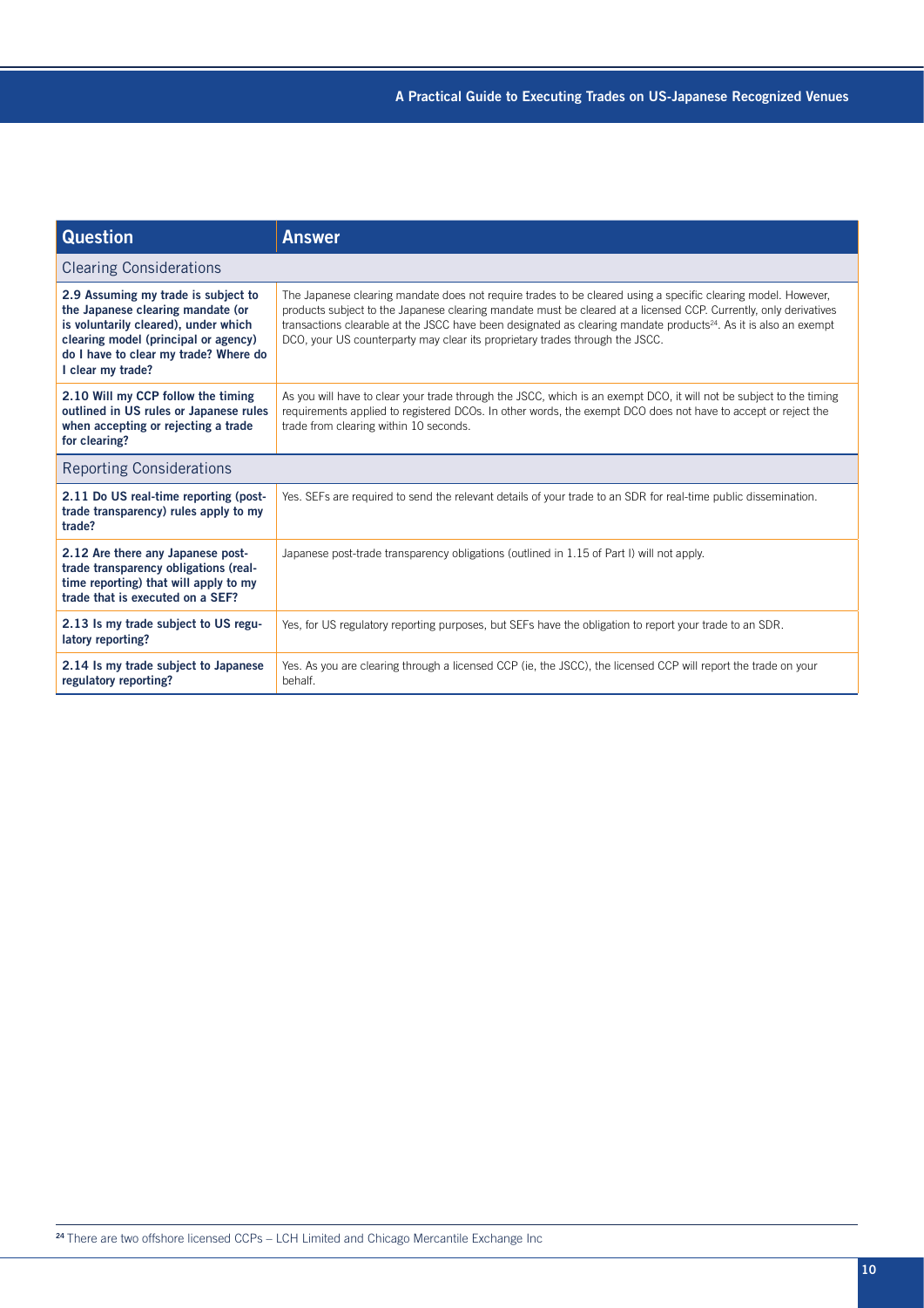| Question | Answer |
| --- | --- |
| **Clearing Considerations** | |
| **2.9 Assuming my trade is subject to the Japanese clearing mandate (or is voluntarily cleared), under which clearing model (principal or agency) do I have to clear my trade? Where do I clear my trade?** | The Japanese clearing mandate does not require trades to be cleared using a specific clearing model. However, products subject to the Japanese clearing mandate must be cleared at a licensed CCP. Currently, only derivatives transactions clearable at the JSCC have been designated as clearing mandate products[24]. As it is also an exempt DCO, your US counterparty may clear its proprietary trades through the JSCC. |
| **2.10 Will my CCP follow the timing outlined in US rules or Japanese rules when accepting or rejecting a trade for clearing?** | As you will have to clear your trade through the JSCC, which is an exempt DCO, it will not be subject to the timing requirements applied to registered DCOs. In other words, the exempt DCO does not have to accept or reject the trade from clearing within 10 seconds. |
| **Reporting Considerations** | |
| **2.11 Do US real-time reporting (post-trade transparency) rules apply to my trade?** | Yes. SEFs are required to send the relevant details of your trade to an SDR for real-time public dissemination. |
| **2.12 Are there any Japanese post-trade transparency obligations (real-time reporting) that will apply to my trade that is executed on a SEF?** | Japanese post-trade transparency obligations (outlined in 1.15 of Part I) will not apply. |
| **2.13 Is my trade subject to US regulatory reporting?** | Yes, for US regulatory reporting purposes, but SEFs have the obligation to report your trade to an SDR. |
| **2.14 Is my trade subject to Japanese regulatory reporting?** | Yes. As you are clearing through a licensed CCP (ie, the JSCC), the licensed CCP will report the trade on your behalf. |

[24] There are two offshore licensed CCPs – LCH Limited and Chicago Mercantile Exchange Inc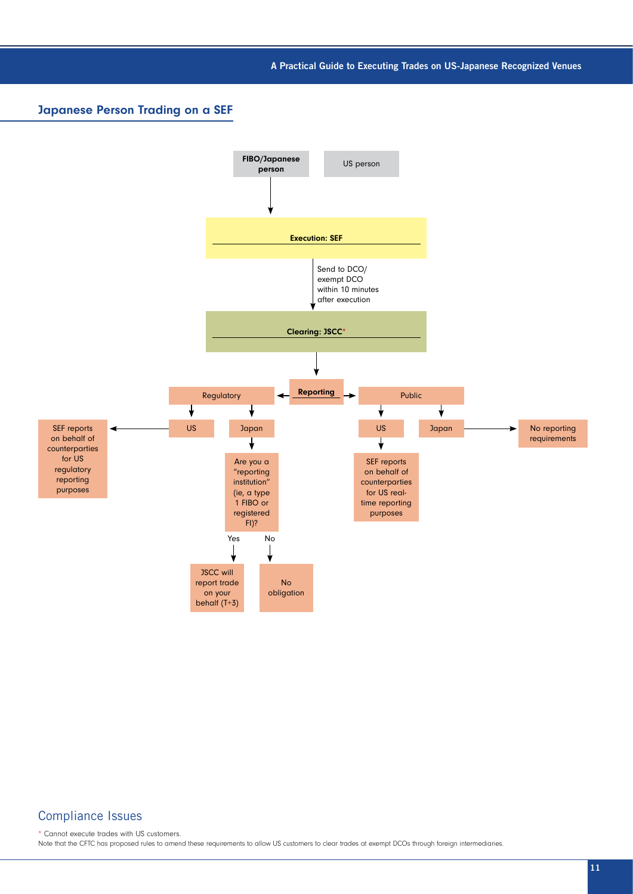## Japanese Person Trading on a SEF

FIBO/Japanese person

US person

**Execution: SEF**

Send to DCO/ exempt DCO within 10 minutes after execution

**Clearing: JSCC***

**Reporting**

Regulatory

- US
  - SEF reports on behalf of counterparties for US regulatory reporting purposes
- Japan
  - Are you a "reporting institution" (ie, a type 1 FIBO or registered FI)?
    - Yes: JSCC will report trade on your behalf (T+3)
    - No: No obligation

Public

- US
  - SEF reports on behalf of counterparties for US real-time reporting purposes
- Japan
  - No reporting requirements

## Compliance Issues

\* Cannot execute trades with US customers.

Note that the CFTC has proposed rules to amend these requirements to allow US customers to clear trades at exempt DCOs through foreign intermediaries.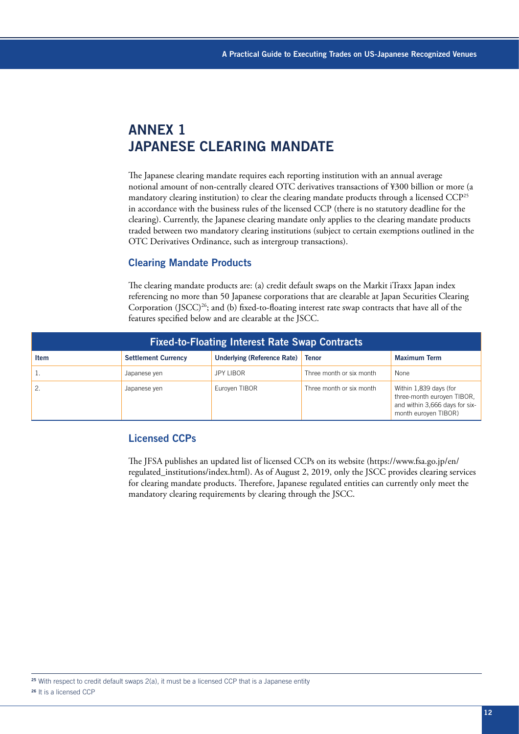# ANNEX 1
# JAPANESE CLEARING MANDATE

The Japanese clearing mandate requires each reporting institution with an annual average notional amount of non-centrally cleared OTC derivatives transactions of ¥300 billion or more (a mandatory clearing institution) to clear the clearing mandate products through a licensed CCP[25] in accordance with the business rules of the licensed CCP (there is no statutory deadline for the clearing). Currently, the Japanese clearing mandate only applies to the clearing mandate products traded between two mandatory clearing institutions (subject to certain exemptions outlined in the OTC Derivatives Ordinance, such as intergroup transactions).

## Clearing Mandate Products

The clearing mandate products are: (a) credit default swaps on the Markit iTraxx Japan index referencing no more than 50 Japanese corporations that are clearable at Japan Securities Clearing Corporation (JSCC)[26]; and (b) fixed-to-floating interest rate swap contracts that have all of the features specified below and are clearable at the JSCC.

| Fixed-to-Floating Interest Rate Swap Contracts | | | | |
|---|---|---|---|---|
| **Item** | **Settlement Currency** | **Underlying (Reference Rate)** | **Tenor** | **Maximum Term** |
| 1. | Japanese yen | JPY LIBOR | Three month or six month | None |
| 2. | Japanese yen | Euroyen TIBOR | Three month or six month | Within 1,839 days (for three-month euroyen TIBOR, and within 3,666 days for six-month euroyen TIBOR) |

## Licensed CCPs

The JFSA publishes an updated list of licensed CCPs on its website (https://www.fsa.go.jp/en/regulated_institutions/index.html). As of August 2, 2019, only the JSCC provides clearing services for clearing mandate products. Therefore, Japanese regulated entities can currently only meet the mandatory clearing requirements by clearing through the JSCC.

[25] With respect to credit default swaps 2(a), it must be a licensed CCP that is a Japanese entity

[26] It is a licensed CCP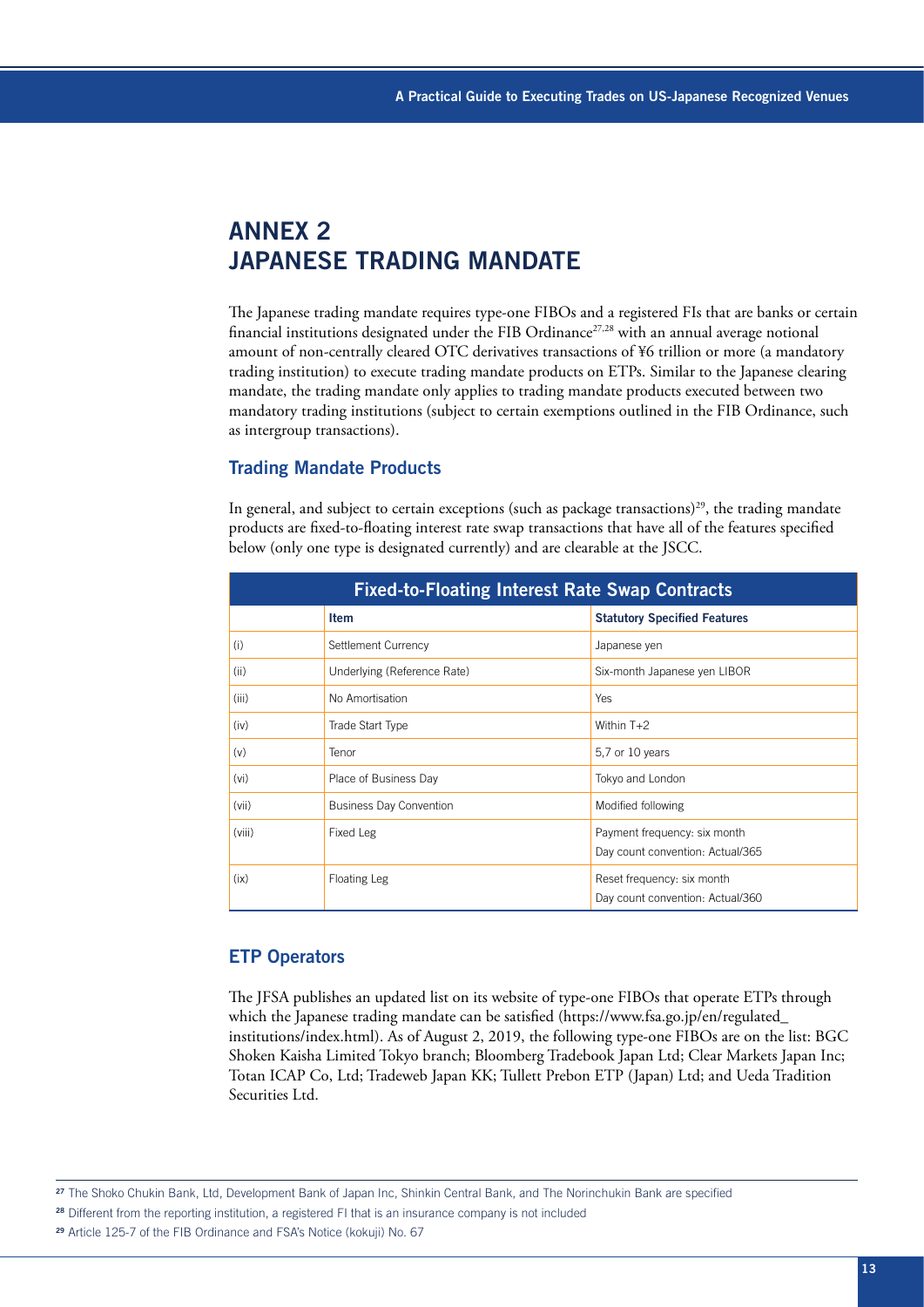# ANNEX 2
# JAPANESE TRADING MANDATE

The Japanese trading mandate requires type-one FIBOs and a registered FIs that are banks or certain financial institutions designated under the FIB Ordinance[27,28] with an annual average notional amount of non-centrally cleared OTC derivatives transactions of ¥6 trillion or more (a mandatory trading institution) to execute trading mandate products on ETPs. Similar to the Japanese clearing mandate, the trading mandate only applies to trading mandate products executed between two mandatory trading institutions (subject to certain exemptions outlined in the FIB Ordinance, such as intergroup transactions).

## Trading Mandate Products

In general, and subject to certain exceptions (such as package transactions)[29], the trading mandate products are fixed-to-floating interest rate swap transactions that have all of the features specified below (only one type is designated currently) and are clearable at the JSCC.

| Fixed-to-Floating Interest Rate Swap Contracts | | |
|---|---|---|
| | **Item** | **Statutory Specified Features** |
| (i) | Settlement Currency | Japanese yen |
| (ii) | Underlying (Reference Rate) | Six-month Japanese yen LIBOR |
| (iii) | No Amortisation | Yes |
| (iv) | Trade Start Type | Within T+2 |
| (v) | Tenor | 5,7 or 10 years |
| (vi) | Place of Business Day | Tokyo and London |
| (vii) | Business Day Convention | Modified following |
| (viii) | Fixed Leg | Payment frequency: six month<br>Day count convention: Actual/365 |
| (ix) | Floating Leg | Reset frequency: six month<br>Day count convention: Actual/360 |

## ETP Operators

The JFSA publishes an updated list on its website of type-one FIBOs that operate ETPs through which the Japanese trading mandate can be satisfied (https://www.fsa.go.jp/en/regulated_institutions/index.html). As of August 2, 2019, the following type-one FIBOs are on the list: BGC Shoken Kaisha Limited Tokyo branch; Bloomberg Tradebook Japan Ltd; Clear Markets Japan Inc; Totan ICAP Co, Ltd; Tradeweb Japan KK; Tullett Prebon ETP (Japan) Ltd; and Ueda Tradition Securities Ltd.

---

[27] The Shoko Chukin Bank, Ltd, Development Bank of Japan Inc, Shinkin Central Bank, and The Norinchukin Bank are specified

[28] Different from the reporting institution, a registered FI that is an insurance company is not included

[29] Article 125-7 of the FIB Ordinance and FSA's Notice (kokuji) No. 67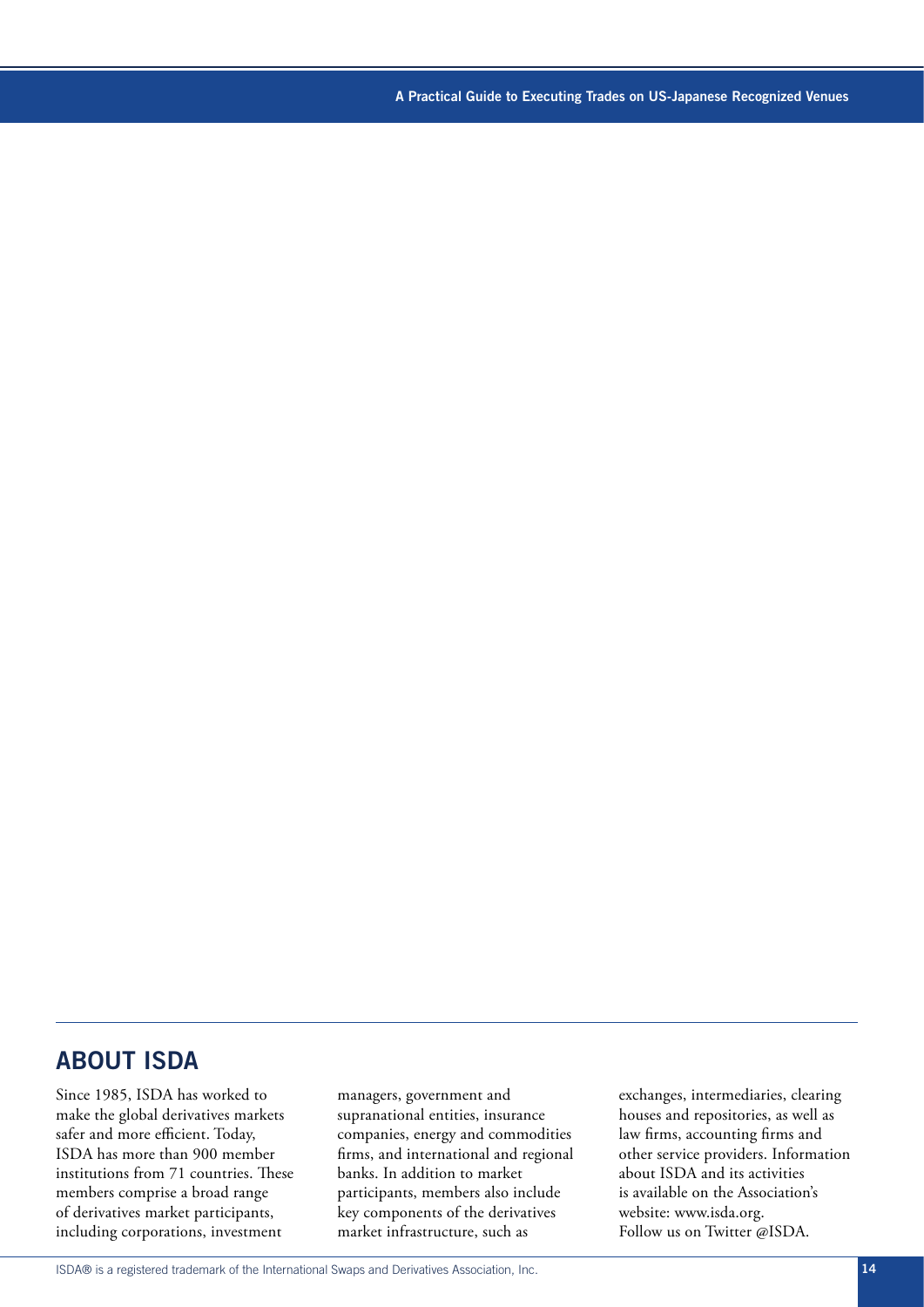## ABOUT ISDA

Since 1985, ISDA has worked to make the global derivatives markets safer and more efficient. Today, ISDA has more than 900 member institutions from 71 countries. These members comprise a broad range of derivatives market participants, including corporations, investment managers, government and supranational entities, insurance companies, energy and commodities firms, and international and regional banks. In addition to market participants, members also include key components of the derivatives market infrastructure, such as exchanges, intermediaries, clearing houses and repositories, as well as law firms, accounting firms and other service providers. Information about ISDA and its activities is available on the Association's website: www.isda.org. Follow us on Twitter @ISDA.

ISDA® is a registered trademark of the International Swaps and Derivatives Association, Inc.